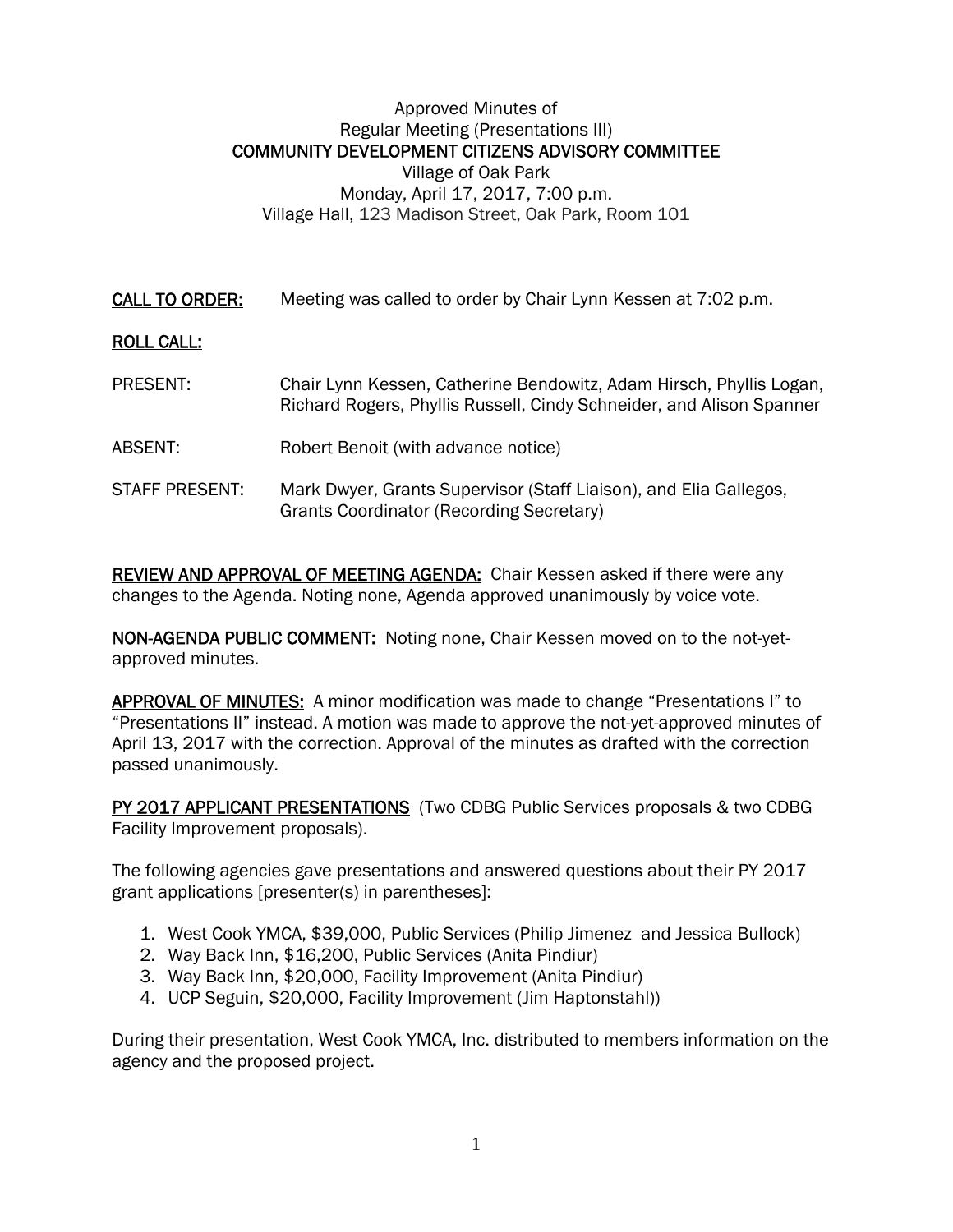Approved Minutes of
Regular Meeting (Presentations III)
**COMMUNITY DEVELOPMENT CITIZENS ADVISORY COMMITTEE**
Village of Oak Park
Monday, April 17, 2017, 7:00 p.m.
Village Hall, 123 Madison Street, Oak Park, Room 101

**CALL TO ORDER:** Meeting was called to order by Chair Lynn Kessen at 7:02 p.m.

**ROLL CALL:**

PRESENT: Chair Lynn Kessen, Catherine Bendowitz, Adam Hirsch, Phyllis Logan, Richard Rogers, Phyllis Russell, Cindy Schneider, and Alison Spanner

ABSENT: Robert Benoit (with advance notice)

STAFF PRESENT: Mark Dwyer, Grants Supervisor (Staff Liaison), and Elia Gallegos, Grants Coordinator (Recording Secretary)

**REVIEW AND APPROVAL OF MEETING AGENDA:** Chair Kessen asked if there were any changes to the Agenda. Noting none, Agenda approved unanimously by voice vote.

**NON-AGENDA PUBLIC COMMENT:** Noting none, Chair Kessen moved on to the not-yet-approved minutes.

**APPROVAL OF MINUTES:** A minor modification was made to change "Presentations I" to "Presentations II" instead. A motion was made to approve the not-yet-approved minutes of April 13, 2017 with the correction. Approval of the minutes as drafted with the correction passed unanimously.

**PY 2017 APPLICANT PRESENTATIONS** (Two CDBG Public Services proposals & two CDBG Facility Improvement proposals).

The following agencies gave presentations and answered questions about their PY 2017 grant applications [presenter(s) in parentheses]:

1. West Cook YMCA, $39,000, Public Services (Philip Jimenez and Jessica Bullock)
2. Way Back Inn, $16,200, Public Services (Anita Pindiur)
3. Way Back Inn, $20,000, Facility Improvement (Anita Pindiur)
4. UCP Seguin, $20,000, Facility Improvement (Jim Haptonstahl))

During their presentation, West Cook YMCA, Inc. distributed to members information on the agency and the proposed project.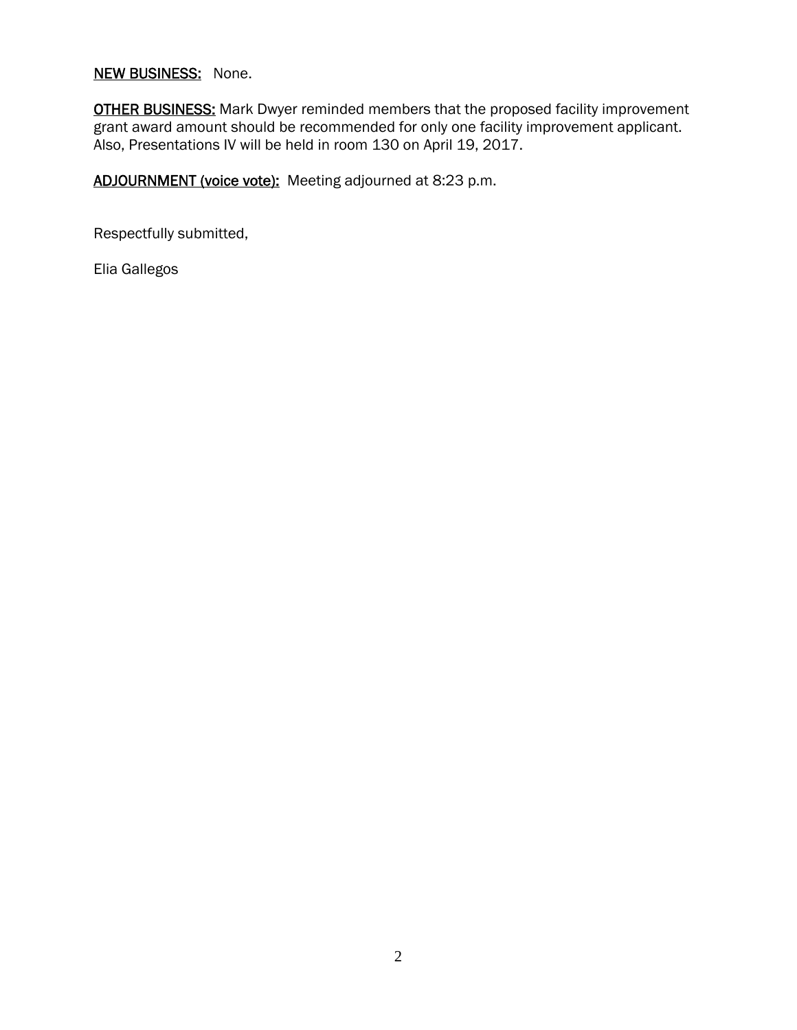**NEW BUSINESS:** None.

**OTHER BUSINESS:** Mark Dwyer reminded members that the proposed facility improvement grant award amount should be recommended for only one facility improvement applicant. Also, Presentations IV will be held in room 130 on April 19, 2017.

**ADJOURNMENT (voice vote):** Meeting adjourned at 8:23 p.m.

Respectfully submitted,

Elia Gallegos